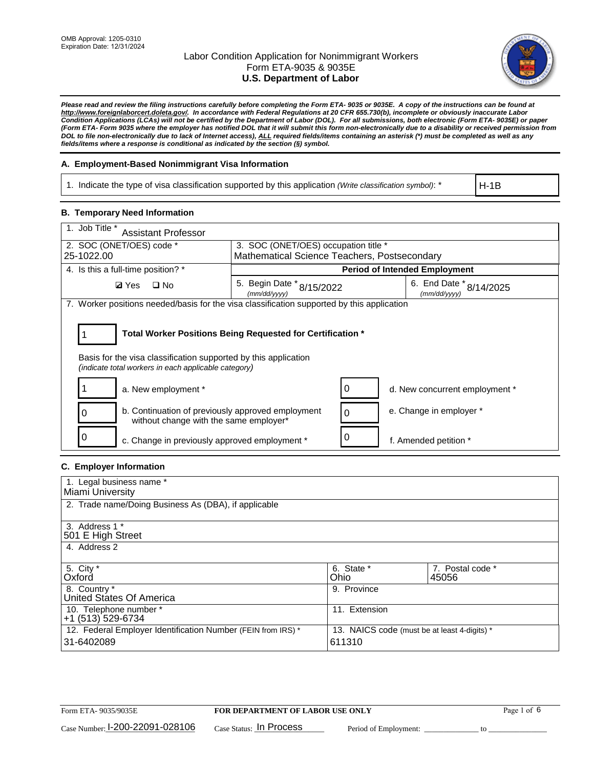OMB Approval: 1205-0310
Expiration Date: 12/31/2024

# Labor Condition Application for Nonimmigrant Workers
## Form ETA-9035 & 9035E
## U.S. Department of Labor

*Please read and review the filing instructions carefully before completing the Form ETA- 9035 or 9035E. A copy of the instructions can be found at http://www.foreignlaborcert.doleta.gov/. In accordance with Federal Regulations at 20 CFR 655.730(b), incomplete or obviously inaccurate Labor Condition Applications (LCAs) will not be certified by the Department of Labor (DOL). For all submissions, both electronic (Form ETA- 9035E) or paper (Form ETA- Form 9035 where the employer has notified DOL that it will submit this form non-electronically due to a disability or received permission from DOL to file non-electronically due to lack of Internet access), ALL required fields/items containing an asterisk (*) must be completed as well as any fields/items where a response is conditional as indicated by the section (§) symbol.*

### A. Employment-Based Nonimmigrant Visa Information

| 1. Indicate the type of visa classification supported by this application *(Write classification symbol)*: * | H-1B |
|---|---|

### B. Temporary Need Information

| 1. Job Title * Assistant Professor | | |
|---|---|---|
| 2. SOC (ONET/OES) code * 25-1022.00 | 3. SOC (ONET/OES) occupation title * Mathematical Science Teachers, Postsecondary | |
| 4. Is this a full-time position? * | Period of Intended Employment | |
| ☑ Yes ☐ No | 5. Begin Date * *(mm/dd/yyyy)* 8/15/2022 | 6. End Date * *(mm/dd/yyyy)* 8/14/2025 |

7. Worker positions needed/basis for the visa classification supported by this application

1 **Total Worker Positions Being Requested for Certification ***

Basis for the visa classification supported by this application
*(indicate total workers in each applicable category)*

| | | | |
|---|---|---|---|
| 1 | a. New employment * | 0 | d. New concurrent employment * |
| 0 | b. Continuation of previously approved employment without change with the same employer* | 0 | e. Change in employer * |
| 0 | c. Change in previously approved employment * | 0 | f. Amended petition * |

### C. Employer Information

| | | |
|---|---|---|
| 1. Legal business name * Miami University | | |
| 2. Trade name/Doing Business As (DBA), if applicable | | |
| 3. Address 1 * 501 E High Street | | |
| 4. Address 2 | | |
| 5. City * Oxford | 6. State * Ohio | 7. Postal code * 45056 |
| 8. Country * United States Of America | 9. Province | |
| 10. Telephone number * +1 (513) 529-6734 | 11. Extension | |
| 12. Federal Employer Identification Number (FEIN from IRS) * 31-6402089 | 13. NAICS code (must be at least 4-digits) * 611310 | |

Form ETA- 9035/9035E **FOR DEPARTMENT OF LABOR USE ONLY**

Case Number: I-200-22091-028106 Case Status: In Process Period of Employment: ______ to ______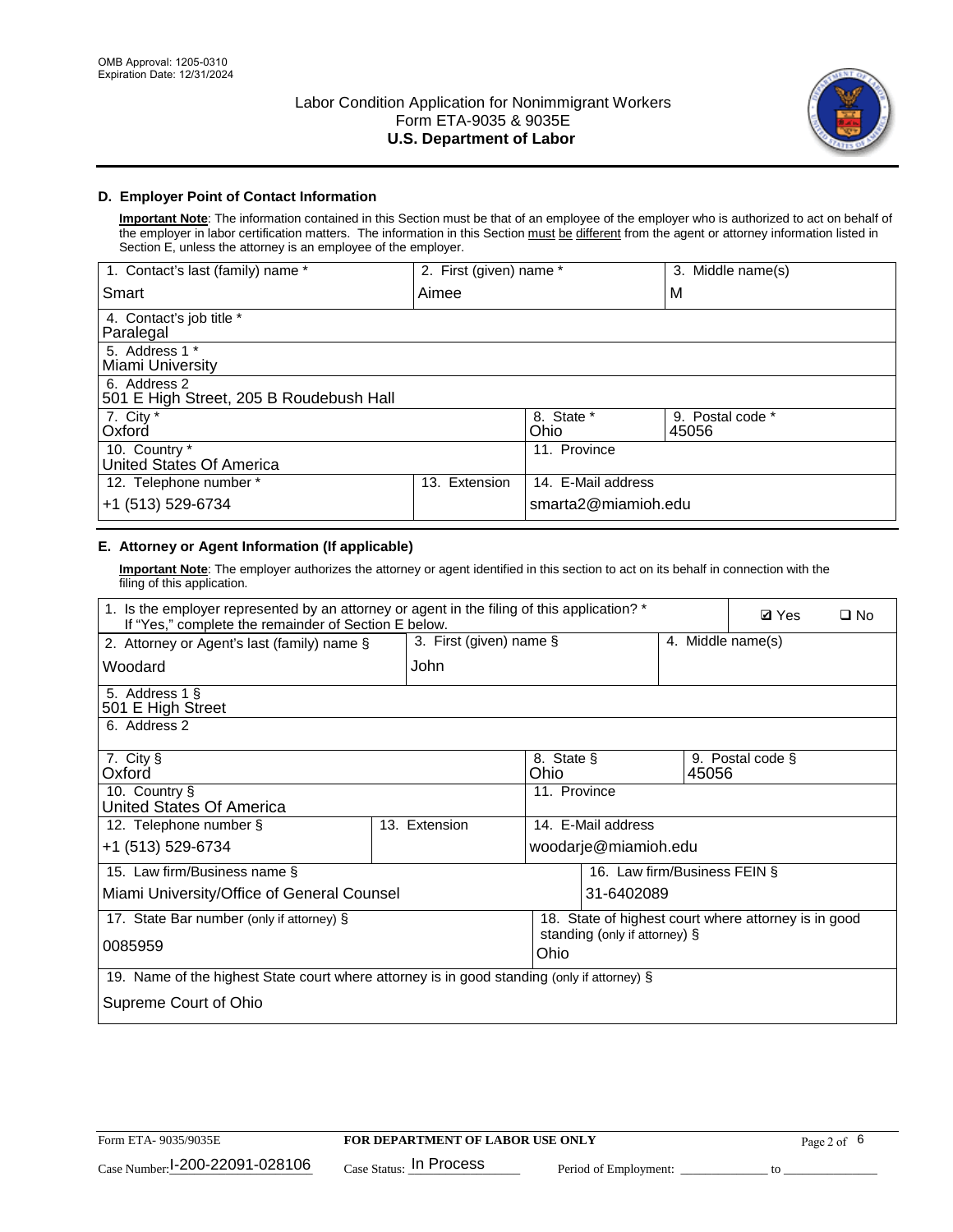OMB Approval: 1205-0310
Expiration Date: 12/31/2024

# Labor Condition Application for Nonimmigrant Workers
# Form ETA-9035 & 9035E
# U.S. Department of Labor

## D. Employer Point of Contact Information

**Important Note**: The information contained in this Section must be that of an employee of the employer who is authorized to act on behalf of the employer in labor certification matters. The information in this Section must be different from the agent or attorney information listed in Section E, unless the attorney is an employee of the employer.

| 1. Contact's last (family) name * | 2. First (given) name * | 3. Middle name(s) |
|---|---|---|
| Smart | Aimee | M |
| 4. Contact's job title * Paralegal | | |
| 5. Address 1 * Miami University | | |
| 6. Address 2 501 E High Street, 205 B Roudebush Hall | | |
| 7. City * Oxford | 8. State * Ohio | 9. Postal code * 45056 |
| 10. Country * United States Of America | 11. Province | |
| 12. Telephone number * +1 (513) 529-6734 | 13. Extension | 14. E-Mail address smarta2@miamioh.edu |

## E. Attorney or Agent Information (If applicable)

**Important Note**: The employer authorizes the attorney or agent identified in this section to act on its behalf in connection with the filing of this application.

| 1. Is the employer represented by an attorney or agent in the filing of this application? * If "Yes," complete the remainder of Section E below. | | ☑ Yes ☐ No |
|---|---|---|
| 2. Attorney or Agent's last (family) name § Woodard | 3. First (given) name § John | 4. Middle name(s) |
| 5. Address 1 § 501 E High Street | | |
| 6. Address 2 | | |
| 7. City § Oxford | 8. State § Ohio | 9. Postal code § 45056 |
| 10. Country § United States Of America | 11. Province | |
| 12. Telephone number § +1 (513) 529-6734 | 13. Extension | 14. E-Mail address woodarje@miamioh.edu |
| 15. Law firm/Business name § Miami University/Office of General Counsel | | 16. Law firm/Business FEIN § 31-6402089 |
| 17. State Bar number (only if attorney) § 0085959 | | 18. State of highest court where attorney is in good standing (only if attorney) § Ohio |
| 19. Name of the highest State court where attorney is in good standing (only if attorney) § Supreme Court of Ohio | | |

Form ETA- 9035/9035E | **FOR DEPARTMENT OF LABOR USE ONLY**
Case Number: I-200-22091-028106 Case Status: In Process Period of Employment: _____________ to _______________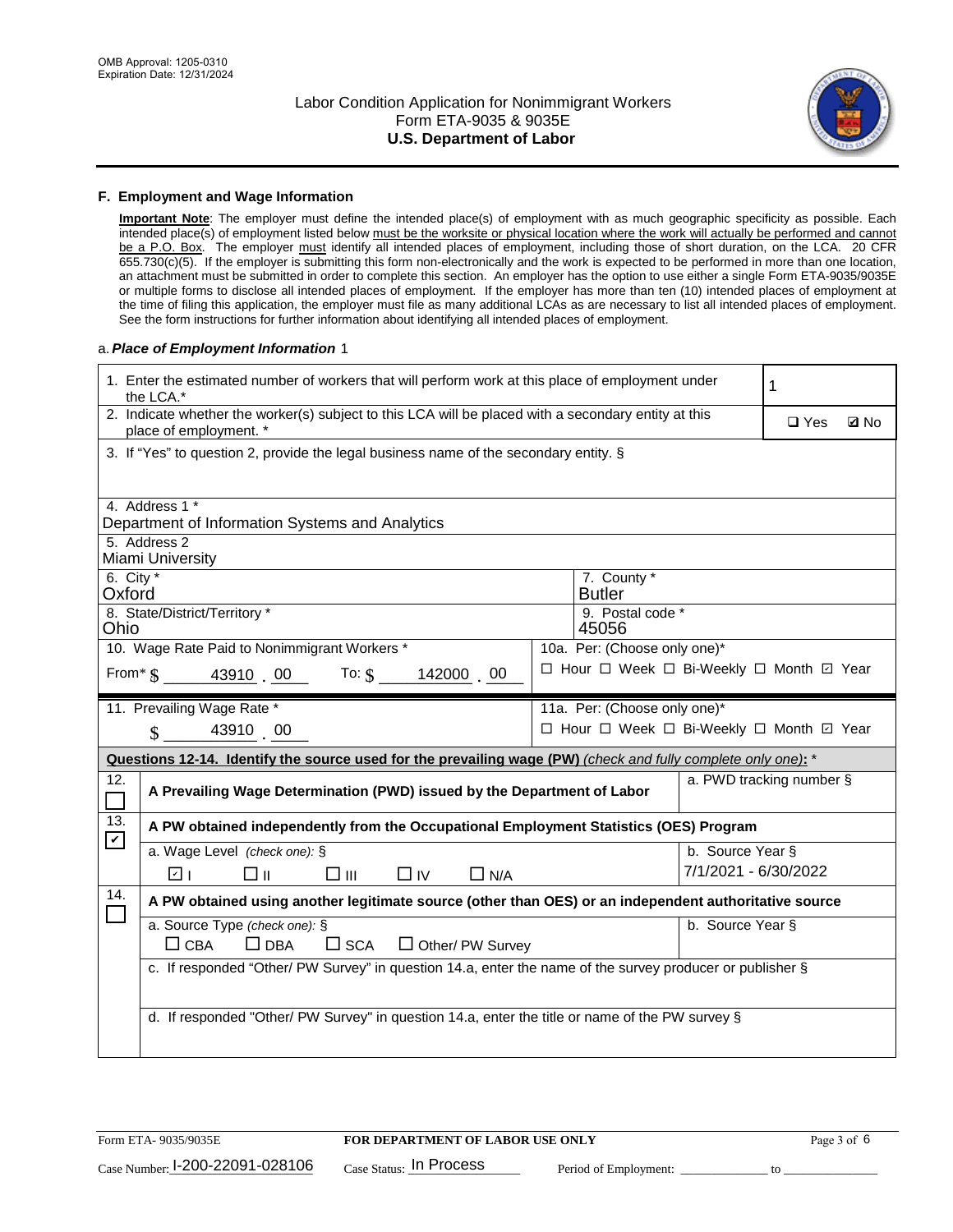OMB Approval: 1205-0310
Expiration Date: 12/31/2024

# Labor Condition Application for Nonimmigrant Workers
## Form ETA-9035 & 9035E
## U.S. Department of Labor

### F. Employment and Wage Information

**Important Note**: The employer must define the intended place(s) of employment with as much geographic specificity as possible. Each intended place(s) of employment listed below must be the worksite or physical location where the work will actually be performed and cannot be a P.O. Box. The employer must identify all intended places of employment, including those of short duration, on the LCA. 20 CFR 655.730(c)(5). If the employer is submitting this form non-electronically and the work is expected to be performed in more than one location, an attachment must be submitted in order to complete this section. An employer has the option to use either a single Form ETA-9035/9035E or multiple forms to disclose all intended places of employment. If the employer has more than ten (10) intended places of employment at the time of filing this application, the employer must file as many additional LCAs as are necessary to list all intended places of employment. See the form instructions for further information about identifying all intended places of employment.

a. ***Place of Employment Information*** 1

| | |
|---|---|
| 1. Enter the estimated number of workers that will perform work at this place of employment under the LCA.* | 1 |
| 2. Indicate whether the worker(s) subject to this LCA will be placed with a secondary entity at this place of employment. * | ☐ Yes ☑ No |
| 3. If "Yes" to question 2, provide the legal business name of the secondary entity. § | |
| 4. Address 1 * Department of Information Systems and Analytics | |
| 5. Address 2 Miami University | |
| 6. City * Oxford | 7. County * Butler |
| 8. State/District/Territory * Ohio | 9. Postal code * 45056 |
| 10. Wage Rate Paid to Nonimmigrant Workers * From* $ 43910 . 00 To: $ 142000 . 00 | 10a. Per: (Choose only one)* ☐ Hour ☐ Week ☐ Bi-Weekly ☐ Month ☑ Year |
| 11. Prevailing Wage Rate * $ 43910 . 00 | 11a. Per: (Choose only one)* ☐ Hour ☐ Week ☐ Bi-Weekly ☐ Month ☑ Year |

**Questions 12-14. Identify the source used for the prevailing wage (PW)** *(check and fully complete only one)*: *

| | | |
|---|---|---|
| 12. ☐ | **A Prevailing Wage Determination (PWD) issued by the Department of Labor** | a. PWD tracking number § |
| 13. ☑ | **A PW obtained independently from the Occupational Employment Statistics (OES) Program** | |
| | a. Wage Level *(check one)*: § ☑ I ☐ II ☐ III ☐ IV ☐ N/A | b. Source Year § 7/1/2021 - 6/30/2022 |
| 14. ☐ | **A PW obtained using another legitimate source (other than OES) or an independent authoritative source** | |
| | a. Source Type *(check one)*: § ☐ CBA ☐ DBA ☐ SCA ☐ Other/ PW Survey | b. Source Year § |
| | c. If responded "Other/ PW Survey" in question 14.a, enter the name of the survey producer or publisher § | |
| | d. If responded "Other/ PW Survey" in question 14.a, enter the title or name of the PW survey § | |

Form ETA- 9035/9035E | **FOR DEPARTMENT OF LABOR USE ONLY**

Case Number: I-200-22091-028106 Case Status: In Process Period of Employment: _____________ to _______________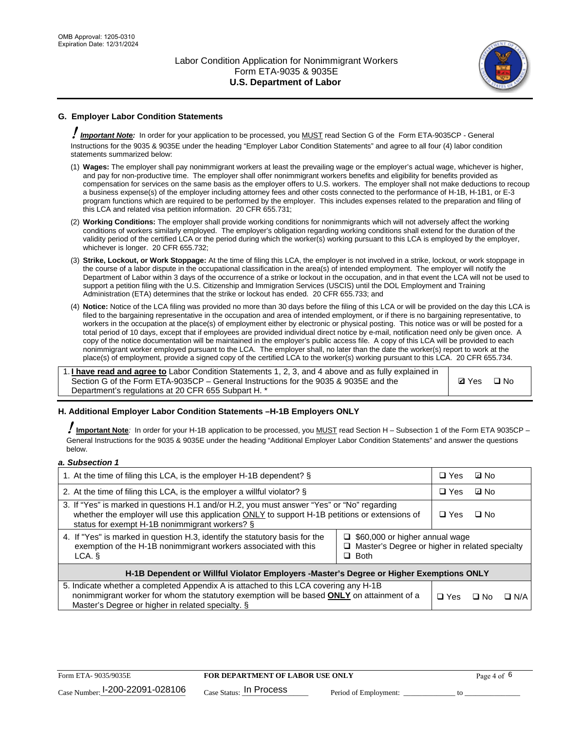## G. Employer Labor Condition Statements

! ***Important Note:*** In order for your application to be processed, you MUST read Section G of the Form ETA-9035CP - General Instructions for the 9035 & 9035E under the heading "Employer Labor Condition Statements" and agree to all four (4) labor condition statements summarized below:

(1) **Wages:** The employer shall pay nonimmigrant workers at least the prevailing wage or the employer's actual wage, whichever is higher, and pay for non-productive time. The employer shall offer nonimmigrant workers benefits and eligibility for benefits provided as compensation for services on the same basis as the employer offers to U.S. workers. The employer shall not make deductions to recoup a business expense(s) of the employer including attorney fees and other costs connected to the performance of H-1B, H-1B1, or E-3 program functions which are required to be performed by the employer. This includes expenses related to the preparation and filing of this LCA and related visa petition information. 20 CFR 655.731;

(2) **Working Conditions:** The employer shall provide working conditions for nonimmigrants which will not adversely affect the working conditions of workers similarly employed. The employer's obligation regarding working conditions shall extend for the duration of the validity period of the certified LCA or the period during which the worker(s) working pursuant to this LCA is employed by the employer, whichever is longer. 20 CFR 655.732;

(3) **Strike, Lockout, or Work Stoppage:** At the time of filing this LCA, the employer is not involved in a strike, lockout, or work stoppage in the course of a labor dispute in the occupational classification in the area(s) of intended employment. The employer will notify the Department of Labor within 3 days of the occurrence of a strike or lockout in the occupation, and in that event the LCA will not be used to support a petition filing with the U.S. Citizenship and Immigration Services (USCIS) until the DOL Employment and Training Administration (ETA) determines that the strike or lockout has ended. 20 CFR 655.733; and

(4) **Notice:** Notice of the LCA filing was provided no more than 30 days before the filing of this LCA or will be provided on the day this LCA is filed to the bargaining representative in the occupation and area of intended employment, or if there is no bargaining representative, to workers in the occupation at the place(s) of employment either by electronic or physical posting. This notice was or will be posted for a total period of 10 days, except that if employees are provided individual direct notice by e-mail, notification need only be given once. A copy of the notice documentation will be maintained in the employer's public access file. A copy of this LCA will be provided to each nonimmigrant worker employed pursuant to the LCA. The employer shall, no later than the date the worker(s) report to work at the place(s) of employment, provide a signed copy of the certified LCA to the worker(s) working pursuant to this LCA. 20 CFR 655.734.

| | |
|---|---|
| 1. **I have read and agree to** Labor Condition Statements 1, 2, 3, and 4 above and as fully explained in Section G of the Form ETA-9035CP – General Instructions for the 9035 & 9035E and the Department's regulations at 20 CFR 655 Subpart H. * | ☑ Yes ☐ No |

## H. Additional Employer Labor Condition Statements –H-1B Employers ONLY

! **Important Note**: In order for your H-1B application to be processed, you MUST read Section H – Subsection 1 of the Form ETA 9035CP – General Instructions for the 9035 & 9035E under the heading "Additional Employer Labor Condition Statements" and answer the questions below.

*a. Subsection 1*

| | | |
|---|---|---|
| 1. At the time of filing this LCA, is the employer H-1B dependent? § | | ☐ Yes ☑ No |
| 2. At the time of filing this LCA, is the employer a willful violator? § | | ☐ Yes ☑ No |
| 3. If "Yes" is marked in questions H.1 and/or H.2, you must answer "Yes" or "No" regarding whether the employer will use this application ONLY to support H-1B petitions or extensions of status for exempt H-1B nonimmigrant workers? § | | ☐ Yes ☐ No |
| 4. If "Yes" is marked in question H.3, identify the statutory basis for the exemption of the H-1B nonimmigrant workers associated with this LCA. § | ☐ $60,000 or higher annual wage<br>☐ Master's Degree or higher in related specialty<br>☐ Both | |
| **H-1B Dependent or Willful Violator Employers -Master's Degree or Higher Exemptions ONLY** | | |
| 5. Indicate whether a completed Appendix A is attached to this LCA covering any H-1B nonimmigrant worker for whom the statutory exemption will be based **ONLY** on attainment of a Master's Degree or higher in related specialty. § | | ☐ Yes ☐ No ☐ N/A |

Form ETA- 9035/9035E | **FOR DEPARTMENT OF LABOR USE ONLY** | Case Number: I-200-22091-028106 | Case Status: In Process | Period of Employment: _____________ to _____________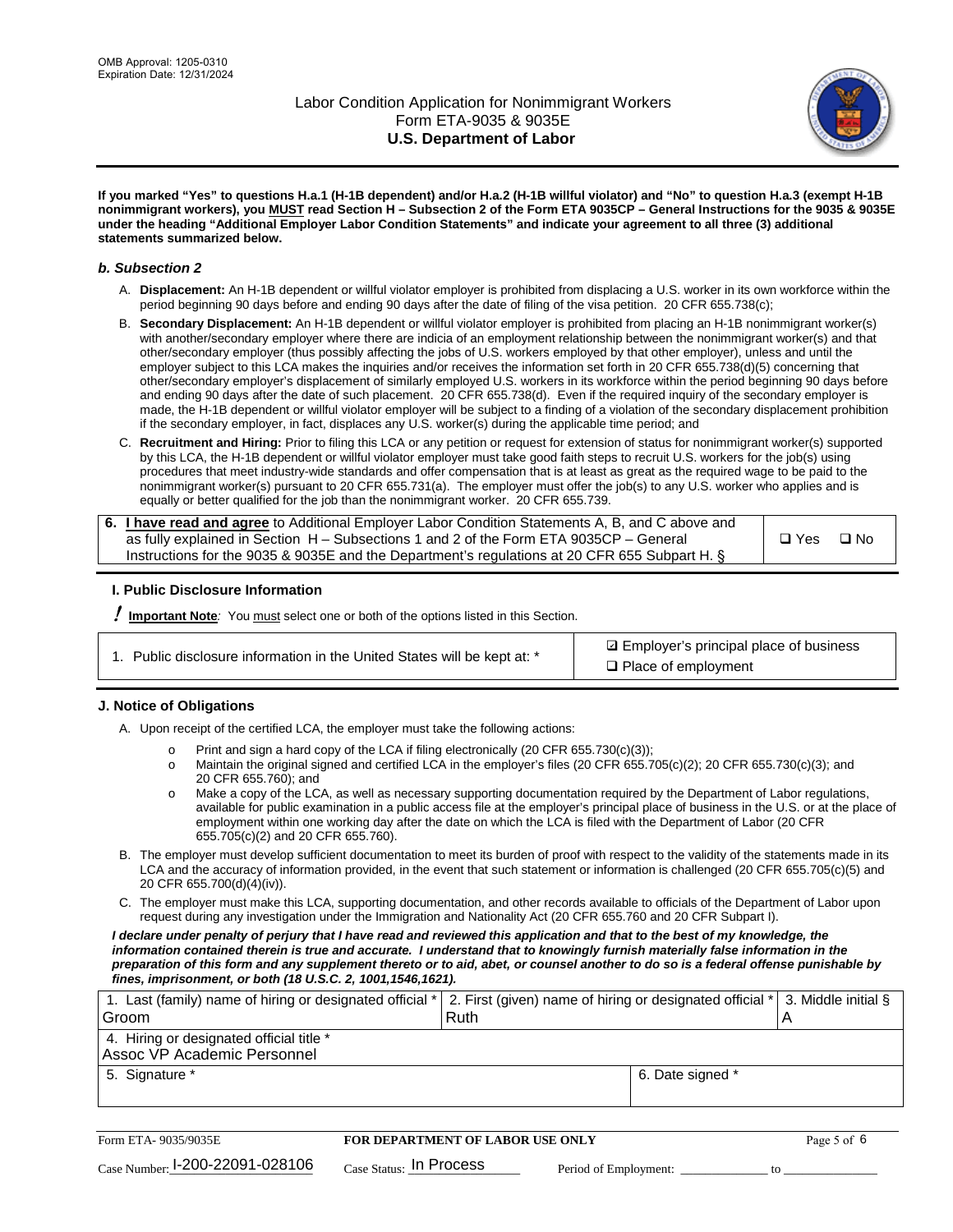**If you marked "Yes" to questions H.a.1 (H-1B dependent) and/or H.a.2 (H-1B willful violator) and "No" to question H.a.3 (exempt H-1B nonimmigrant workers), you MUST read Section H – Subsection 2 of the Form ETA 9035CP – General Instructions for the 9035 & 9035E under the heading "Additional Employer Labor Condition Statements" and indicate your agreement to all three (3) additional statements summarized below.**

### *b. Subsection 2*

A. **Displacement:** An H-1B dependent or willful violator employer is prohibited from displacing a U.S. worker in its own workforce within the period beginning 90 days before and ending 90 days after the date of filing of the visa petition. 20 CFR 655.738(c);

B. **Secondary Displacement:** An H-1B dependent or willful violator employer is prohibited from placing an H-1B nonimmigrant worker(s) with another/secondary employer where there are indicia of an employment relationship between the nonimmigrant worker(s) and that other/secondary employer (thus possibly affecting the jobs of U.S. workers employed by that other employer), unless and until the employer subject to this LCA makes the inquiries and/or receives the information set forth in 20 CFR 655.738(d)(5) concerning that other/secondary employer's displacement of similarly employed U.S. workers in its workforce within the period beginning 90 days before and ending 90 days after the date of such placement. 20 CFR 655.738(d). Even if the required inquiry of the secondary employer is made, the H-1B dependent or willful violator employer will be subject to a finding of a violation of the secondary displacement prohibition if the secondary employer, in fact, displaces any U.S. worker(s) during the applicable time period; and

C. **Recruitment and Hiring:** Prior to filing this LCA or any petition or request for extension of status for nonimmigrant worker(s) supported by this LCA, the H-1B dependent or willful violator employer must take good faith steps to recruit U.S. workers for the job(s) using procedures that meet industry-wide standards and offer compensation that is at least as great as the required wage to be paid to the nonimmigrant worker(s) pursuant to 20 CFR 655.731(a). The employer must offer the job(s) to any U.S. worker who applies and is equally or better qualified for the job than the nonimmigrant worker. 20 CFR 655.739.

| 6. **I have read and agree** to Additional Employer Labor Condition Statements A, B, and C above and as fully explained in Section H – Subsections 1 and 2 of the Form ETA 9035CP – General Instructions for the 9035 & 9035E and the Department's regulations at 20 CFR 655 Subpart H. § | ❑ Yes ❑ No |
|---|---|

## I. Public Disclosure Information

**! Important Note**: You must select one or both of the options listed in this Section.

| 1. Public disclosure information in the United States will be kept at: * | ☑ Employer's principal place of business<br>❑ Place of employment |
|---|---|

## J. Notice of Obligations

A. Upon receipt of the certified LCA, the employer must take the following actions:

- Print and sign a hard copy of the LCA if filing electronically (20 CFR 655.730(c)(3));
- Maintain the original signed and certified LCA in the employer's files (20 CFR 655.705(c)(2); 20 CFR 655.730(c)(3); and 20 CFR 655.760); and
- Make a copy of the LCA, as well as necessary supporting documentation required by the Department of Labor regulations, available for public examination in a public access file at the employer's principal place of business in the U.S. or at the place of employment within one working day after the date on which the LCA is filed with the Department of Labor (20 CFR 655.705(c)(2) and 20 CFR 655.760).

B. The employer must develop sufficient documentation to meet its burden of proof with respect to the validity of the statements made in its LCA and the accuracy of information provided, in the event that such statement or information is challenged (20 CFR 655.705(c)(5) and 20 CFR 655.700(d)(4)(iv)).

C. The employer must make this LCA, supporting documentation, and other records available to officials of the Department of Labor upon request during any investigation under the Immigration and Nationality Act (20 CFR 655.760 and 20 CFR Subpart I).

***I declare under penalty of perjury that I have read and reviewed this application and that to the best of my knowledge, the information contained therein is true and accurate. I understand that to knowingly furnish materially false information in the preparation of this form and any supplement thereto or to aid, abet, or counsel another to do so is a federal offense punishable by fines, imprisonment, or both (18 U.S.C. 2, 1001,1546,1621).***

| 1. Last (family) name of hiring or designated official *<br>Groom | 2. First (given) name of hiring or designated official *<br>Ruth | 3. Middle initial §<br>A |
|---|---|---|
| 4. Hiring or designated official title *<br>Assoc VP Academic Personnel | | |
| 5. Signature * | 6. Date signed * | |

Form ETA- 9035/9035E — **FOR DEPARTMENT OF LABOR USE ONLY**

Case Number: I-200-22091-028106 Case Status: In Process Period of Employment: _____________ to _____________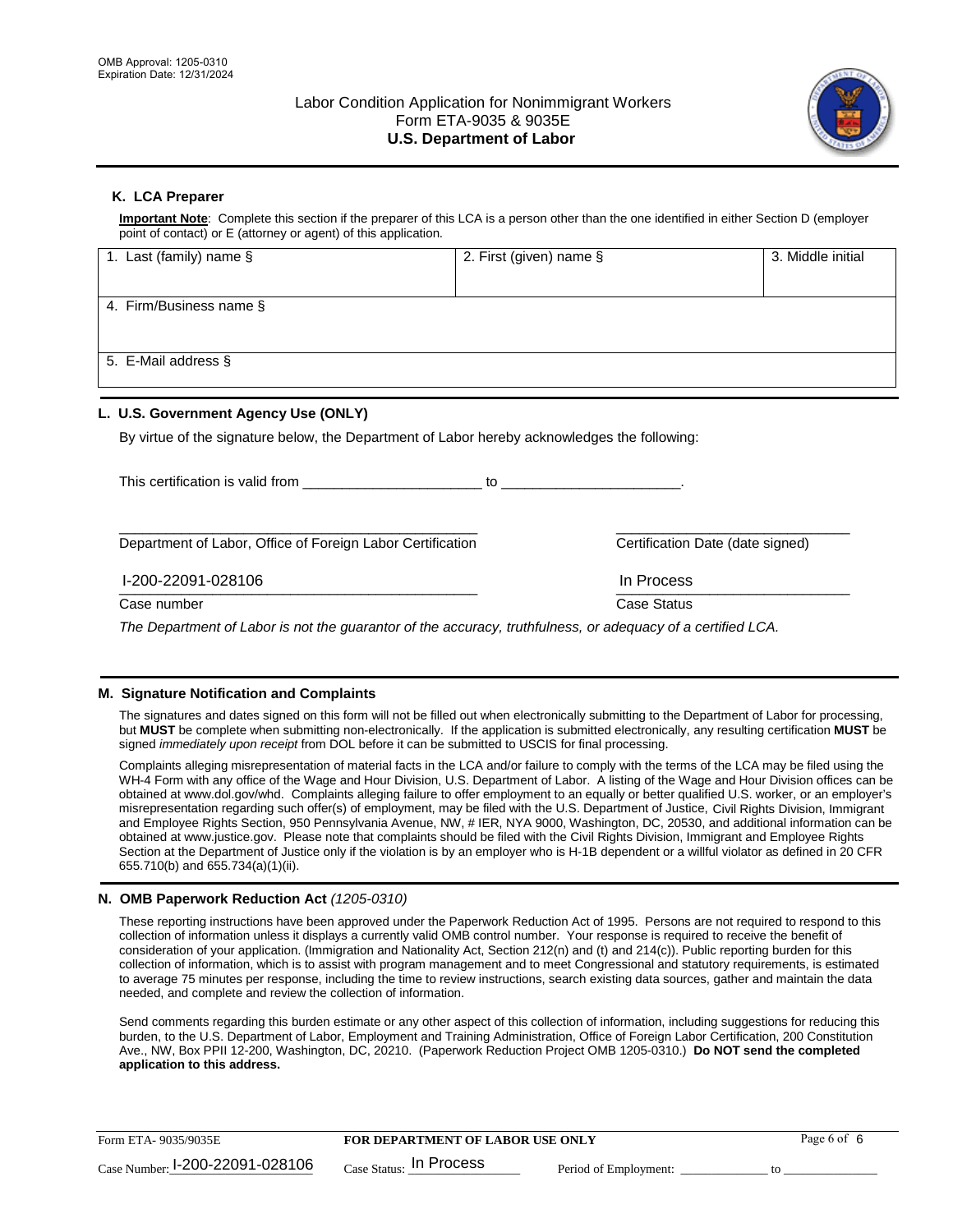## K. LCA Preparer

**Important Note**: Complete this section if the preparer of this LCA is a person other than the one identified in either Section D (employer point of contact) or E (attorney or agent) of this application.

| 1. Last (family) name § | 2. First (given) name § | 3. Middle initial |
|---|---|---|
| 4. Firm/Business name § | | |
| 5. E-Mail address § | | |

## L. U.S. Government Agency Use (ONLY)

By virtue of the signature below, the Department of Labor hereby acknowledges the following:

This certification is valid from _______________________ to _______________________.

_______________________________________________ Department of Labor, Office of Foreign Labor Certification

_______________________________ Certification Date (date signed)

I-200-22091-028106
Case number

In Process
Case Status

*The Department of Labor is not the guarantor of the accuracy, truthfulness, or adequacy of a certified LCA.*

## M. Signature Notification and Complaints

The signatures and dates signed on this form will not be filled out when electronically submitting to the Department of Labor for processing, but **MUST** be complete when submitting non-electronically. If the application is submitted electronically, any resulting certification **MUST** be signed *immediately upon receipt* from DOL before it can be submitted to USCIS for final processing.

Complaints alleging misrepresentation of material facts in the LCA and/or failure to comply with the terms of the LCA may be filed using the WH-4 Form with any office of the Wage and Hour Division, U.S. Department of Labor. A listing of the Wage and Hour Division offices can be obtained at www.dol.gov/whd. Complaints alleging failure to offer employment to an equally or better qualified U.S. worker, or an employer's misrepresentation regarding such offer(s) of employment, may be filed with the U.S. Department of Justice, Civil Rights Division, Immigrant and Employee Rights Section, 950 Pennsylvania Avenue, NW, # IER, NYA 9000, Washington, DC, 20530, and additional information can be obtained at www.justice.gov. Please note that complaints should be filed with the Civil Rights Division, Immigrant and Employee Rights Section at the Department of Justice only if the violation is by an employer who is H-1B dependent or a willful violator as defined in 20 CFR 655.710(b) and 655.734(a)(1)(ii).

## N. OMB Paperwork Reduction Act *(1205-0310)*

These reporting instructions have been approved under the Paperwork Reduction Act of 1995. Persons are not required to respond to this collection of information unless it displays a currently valid OMB control number. Your response is required to receive the benefit of consideration of your application. (Immigration and Nationality Act, Section 212(n) and (t) and 214(c)). Public reporting burden for this collection of information, which is to assist with program management and to meet Congressional and statutory requirements, is estimated to average 75 minutes per response, including the time to review instructions, search existing data sources, gather and maintain the data needed, and complete and review the collection of information.

Send comments regarding this burden estimate or any other aspect of this collection of information, including suggestions for reducing this burden, to the U.S. Department of Labor, Employment and Training Administration, Office of Foreign Labor Certification, 200 Constitution Ave., NW, Box PPII 12-200, Washington, DC, 20210. (Paperwork Reduction Project OMB 1205-0310.) **Do NOT send the completed application to this address.**